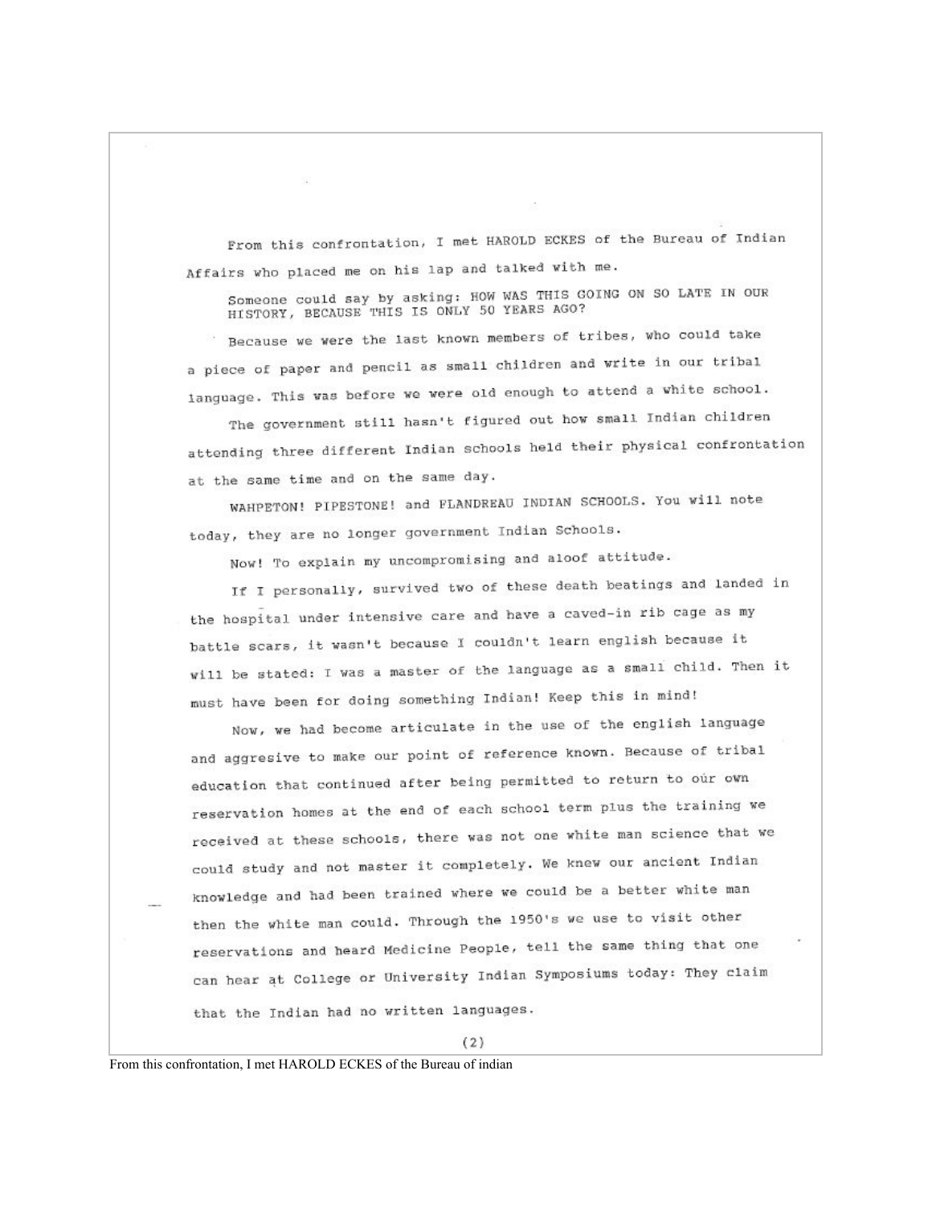From this confrontation, I met HAROLD ECKES of the Bureau of Indian Affairs who placed me on his lap and talked with me.

Someone could say by asking: HOW WAS THIS GOING ON SO LATE IN OUR HISTORY, BECAUSE THIS IS ONLY 50 YEARS AGO?

Because we were the last known members of tribes, who could take a piece of paper and pencil as small children and write in our tribal language. This was before we were old enough to attend a white school.

The government still hasn't figured out how small Indian children attending three different Indian schools held their physical confrontation at the same time and on the same day.

WAHPETON! PIPESTONE! and FLANDREAU INDIAN SCHOOLS. You will note today, they are no longer government Indian Schools.

Now! To explain my uncompromising and aloof attitude.

If I personally, survived two of these death beatings and landed in the hospital under intensive care and have a caved-in rib cage as my battle scars, it wasn't because I couldn't learn english because it will be stated: I was a master of the language as a small child. Then it must have been for doing something Indian! Keep this in mind!

Now, we had become articulate in the use of the english language and aggresive to make our point of reference known. Because of tribal education that continued after being permitted to return to our own reservation homes at the end of each school term plus the training we received at these schools, there was not one white man science that we could study and not master it completely. We knew our ancient Indian knowledge and had been trained where we could be a better white man then the white man could. Through the 1950's we use to visit other reservations and heard Medicine People, tell the same thing that one can hear at College or University Indian Symposiums today: They claim that the Indian had no written languages.

From this confrontation, I met HAROLD ECKES of the Bureau of indian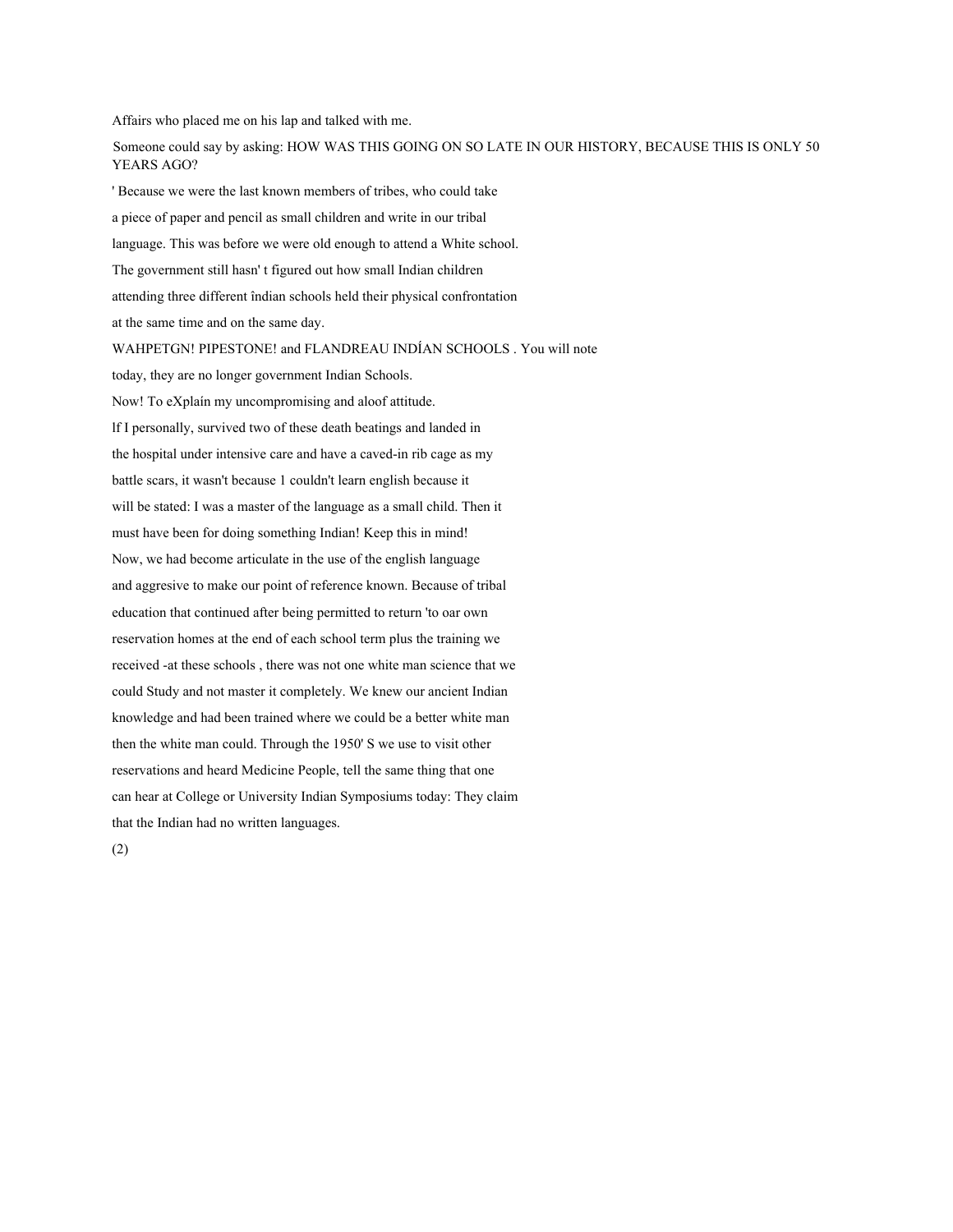Affairs who placed me on his lap and talked with me.

Someone could say by asking: HOW WAS THIS GOING ON SO LATE IN OUR HISTORY, BECAUSE THIS IS ONLY 50 YEARS AGO?

' Because we were the last known members of tribes, who could take a piece of paper and pencil as small children and write in our tribal language. This was before we were old enough to attend a White school. The government still hasn' t figured out how small Indian children attending three different îndian schools held their physical confrontation at the same time and on the same day.

WAHPETGN! PIPESTONE! and FLANDREAU INDÍAN SCHOOLS . You will note today, they are no longer government Indian Schools.

Now! To eXplaín my uncompromising and aloof attitude.

If I personally, survived two of these death beatings and landed in the hospital under intensive care and have a caved-in rib cage as my battle scars, it wasn't because 1 couldn't learn english because it will be stated: I was a master of the language as a small child. Then it must have been for doing something Indian! Keep this in mind!

Now, we had become articulate in the use of the english language and aggresive to make our point of reference known. Because of tribal education that continued after being permitted to return 'to oar own reservation homes at the end of each school term plus the training we received -at these schools , there was not one white man science that we could Study and not master it completely. We knew our ancient Indian knowledge and had been trained where we could be a better white man then the white man could. Through the 1950' S we use to visit other reservations and heard Medicine People, tell the same thing that one can hear at College or University Indian Symposiums today: They claim that the Indian had no written languages.